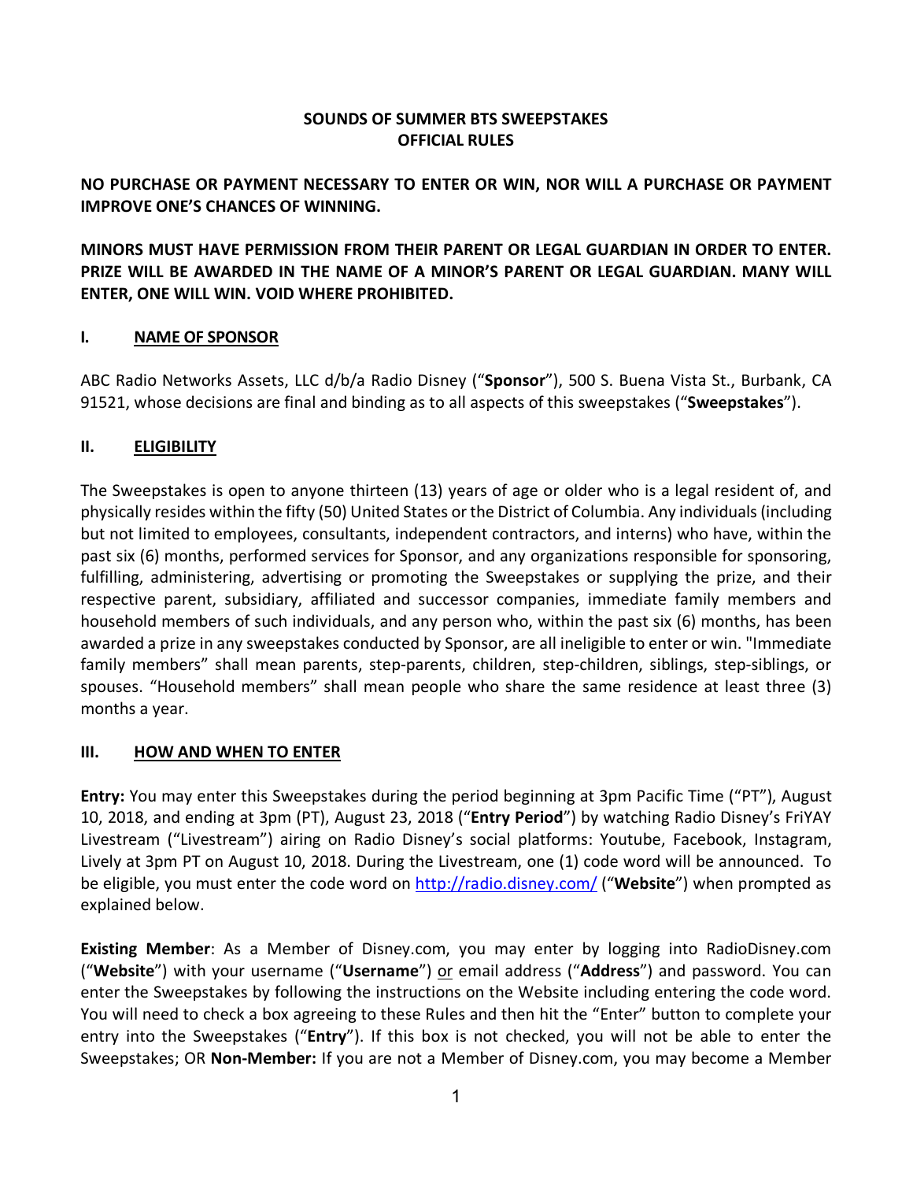# SOUNDS OF SUMMER BTS SWEEPSTAKES
# OFFICIAL RULES

**NO PURCHASE OR PAYMENT NECESSARY TO ENTER OR WIN, NOR WILL A PURCHASE OR PAYMENT IMPROVE ONE'S CHANCES OF WINNING.**

**MINORS MUST HAVE PERMISSION FROM THEIR PARENT OR LEGAL GUARDIAN IN ORDER TO ENTER. PRIZE WILL BE AWARDED IN THE NAME OF A MINOR'S PARENT OR LEGAL GUARDIAN. MANY WILL ENTER, ONE WILL WIN. VOID WHERE PROHIBITED.**

## I. NAME OF SPONSOR

ABC Radio Networks Assets, LLC d/b/a Radio Disney ("**Sponsor**"), 500 S. Buena Vista St., Burbank, CA 91521, whose decisions are final and binding as to all aspects of this sweepstakes ("**Sweepstakes**").

## II. ELIGIBILITY

The Sweepstakes is open to anyone thirteen (13) years of age or older who is a legal resident of, and physically resides within the fifty (50) United States or the District of Columbia. Any individuals (including but not limited to employees, consultants, independent contractors, and interns) who have, within the past six (6) months, performed services for Sponsor, and any organizations responsible for sponsoring, fulfilling, administering, advertising or promoting the Sweepstakes or supplying the prize, and their respective parent, subsidiary, affiliated and successor companies, immediate family members and household members of such individuals, and any person who, within the past six (6) months, has been awarded a prize in any sweepstakes conducted by Sponsor, are all ineligible to enter or win. "Immediate family members" shall mean parents, step-parents, children, step-children, siblings, step-siblings, or spouses. "Household members" shall mean people who share the same residence at least three (3) months a year.

## III. HOW AND WHEN TO ENTER

**Entry:** You may enter this Sweepstakes during the period beginning at 3pm Pacific Time ("PT"), August 10, 2018, and ending at 3pm (PT), August 23, 2018 ("**Entry Period**") by watching Radio Disney's FriYAY Livestream ("Livestream") airing on Radio Disney's social platforms: Youtube, Facebook, Instagram, Lively at 3pm PT on August 10, 2018. During the Livestream, one (1) code word will be announced. To be eligible, you must enter the code word on http://radio.disney.com/ ("**Website**") when prompted as explained below.

**Existing Member**: As a Member of Disney.com, you may enter by logging into RadioDisney.com ("**Website**") with your username ("**Username**") or email address ("**Address**") and password. You can enter the Sweepstakes by following the instructions on the Website including entering the code word. You will need to check a box agreeing to these Rules and then hit the "Enter" button to complete your entry into the Sweepstakes ("**Entry**"). If this box is not checked, you will not be able to enter the Sweepstakes; OR **Non-Member:** If you are not a Member of Disney.com, you may become a Member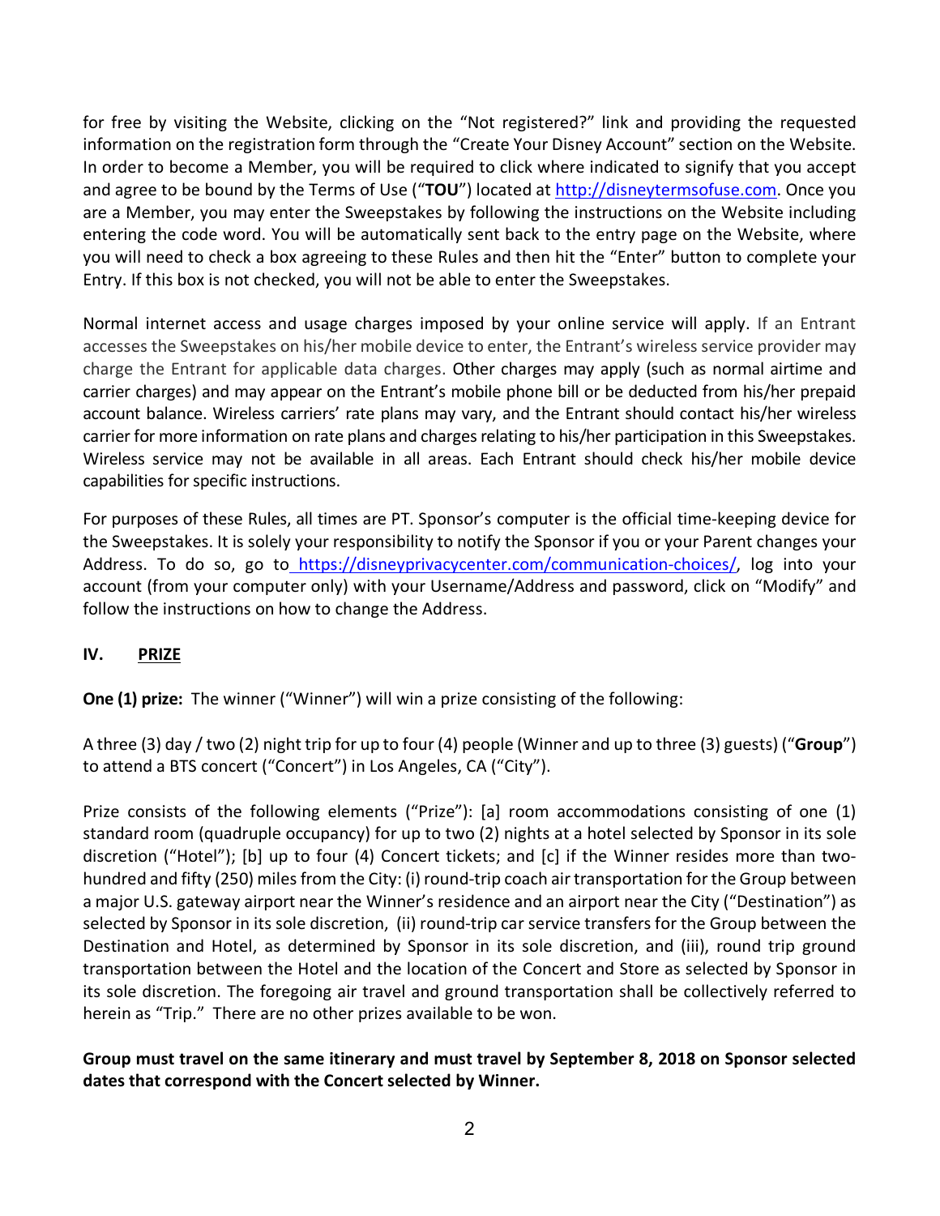for free by visiting the Website, clicking on the "Not registered?" link and providing the requested information on the registration form through the "Create Your Disney Account" section on the Website. In order to become a Member, you will be required to click where indicated to signify that you accept and agree to be bound by the Terms of Use ("**TOU**") located at http://disneytermsofuse.com. Once you are a Member, you may enter the Sweepstakes by following the instructions on the Website including entering the code word. You will be automatically sent back to the entry page on the Website, where you will need to check a box agreeing to these Rules and then hit the "Enter" button to complete your Entry. If this box is not checked, you will not be able to enter the Sweepstakes.

Normal internet access and usage charges imposed by your online service will apply. If an Entrant accesses the Sweepstakes on his/her mobile device to enter, the Entrant's wireless service provider may charge the Entrant for applicable data charges. Other charges may apply (such as normal airtime and carrier charges) and may appear on the Entrant's mobile phone bill or be deducted from his/her prepaid account balance. Wireless carriers' rate plans may vary, and the Entrant should contact his/her wireless carrier for more information on rate plans and charges relating to his/her participation in this Sweepstakes. Wireless service may not be available in all areas. Each Entrant should check his/her mobile device capabilities for specific instructions.

For purposes of these Rules, all times are PT. Sponsor's computer is the official time-keeping device for the Sweepstakes. It is solely your responsibility to notify the Sponsor if you or your Parent changes your Address. To do so, go to https://disneyprivacycenter.com/communication-choices/, log into your account (from your computer only) with your Username/Address and password, click on "Modify" and follow the instructions on how to change the Address.

## IV. PRIZE

**One (1) prize:** The winner ("Winner") will win a prize consisting of the following:

A three (3) day / two (2) night trip for up to four (4) people (Winner and up to three (3) guests) ("**Group**") to attend a BTS concert ("Concert") in Los Angeles, CA ("City").

Prize consists of the following elements ("Prize"): [a] room accommodations consisting of one (1) standard room (quadruple occupancy) for up to two (2) nights at a hotel selected by Sponsor in its sole discretion ("Hotel"); [b] up to four (4) Concert tickets; and [c] if the Winner resides more than two-hundred and fifty (250) miles from the City: (i) round-trip coach air transportation for the Group between a major U.S. gateway airport near the Winner's residence and an airport near the City ("Destination") as selected by Sponsor in its sole discretion, (ii) round-trip car service transfers for the Group between the Destination and Hotel, as determined by Sponsor in its sole discretion, and (iii), round trip ground transportation between the Hotel and the location of the Concert and Store as selected by Sponsor in its sole discretion. The foregoing air travel and ground transportation shall be collectively referred to herein as "Trip." There are no other prizes available to be won.

**Group must travel on the same itinerary and must travel by September 8, 2018 on Sponsor selected dates that correspond with the Concert selected by Winner.**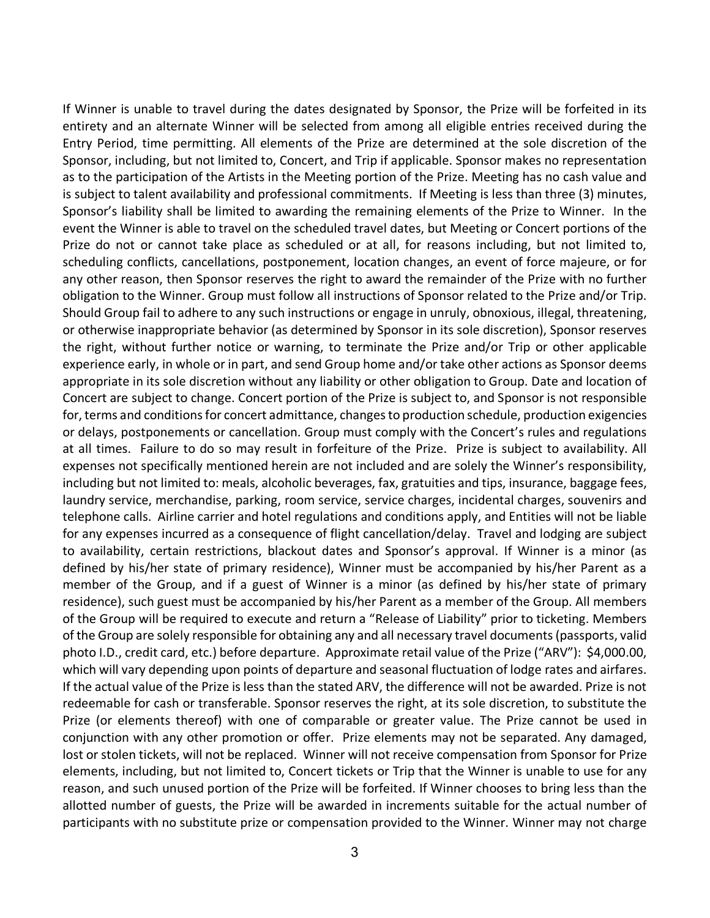If Winner is unable to travel during the dates designated by Sponsor, the Prize will be forfeited in its entirety and an alternate Winner will be selected from among all eligible entries received during the Entry Period, time permitting. All elements of the Prize are determined at the sole discretion of the Sponsor, including, but not limited to, Concert, and Trip if applicable. Sponsor makes no representation as to the participation of the Artists in the Meeting portion of the Prize. Meeting has no cash value and is subject to talent availability and professional commitments. If Meeting is less than three (3) minutes, Sponsor's liability shall be limited to awarding the remaining elements of the Prize to Winner. In the event the Winner is able to travel on the scheduled travel dates, but Meeting or Concert portions of the Prize do not or cannot take place as scheduled or at all, for reasons including, but not limited to, scheduling conflicts, cancellations, postponement, location changes, an event of force majeure, or for any other reason, then Sponsor reserves the right to award the remainder of the Prize with no further obligation to the Winner. Group must follow all instructions of Sponsor related to the Prize and/or Trip. Should Group fail to adhere to any such instructions or engage in unruly, obnoxious, illegal, threatening, or otherwise inappropriate behavior (as determined by Sponsor in its sole discretion), Sponsor reserves the right, without further notice or warning, to terminate the Prize and/or Trip or other applicable experience early, in whole or in part, and send Group home and/or take other actions as Sponsor deems appropriate in its sole discretion without any liability or other obligation to Group. Date and location of Concert are subject to change. Concert portion of the Prize is subject to, and Sponsor is not responsible for, terms and conditions for concert admittance, changes to production schedule, production exigencies or delays, postponements or cancellation. Group must comply with the Concert's rules and regulations at all times. Failure to do so may result in forfeiture of the Prize. Prize is subject to availability. All expenses not specifically mentioned herein are not included and are solely the Winner's responsibility, including but not limited to: meals, alcoholic beverages, fax, gratuities and tips, insurance, baggage fees, laundry service, merchandise, parking, room service, service charges, incidental charges, souvenirs and telephone calls. Airline carrier and hotel regulations and conditions apply, and Entities will not be liable for any expenses incurred as a consequence of flight cancellation/delay. Travel and lodging are subject to availability, certain restrictions, blackout dates and Sponsor's approval. If Winner is a minor (as defined by his/her state of primary residence), Winner must be accompanied by his/her Parent as a member of the Group, and if a guest of Winner is a minor (as defined by his/her state of primary residence), such guest must be accompanied by his/her Parent as a member of the Group. All members of the Group will be required to execute and return a "Release of Liability" prior to ticketing. Members of the Group are solely responsible for obtaining any and all necessary travel documents (passports, valid photo I.D., credit card, etc.) before departure. Approximate retail value of the Prize ("ARV"): $4,000.00, which will vary depending upon points of departure and seasonal fluctuation of lodge rates and airfares. If the actual value of the Prize is less than the stated ARV, the difference will not be awarded. Prize is not redeemable for cash or transferable. Sponsor reserves the right, at its sole discretion, to substitute the Prize (or elements thereof) with one of comparable or greater value. The Prize cannot be used in conjunction with any other promotion or offer. Prize elements may not be separated. Any damaged, lost or stolen tickets, will not be replaced. Winner will not receive compensation from Sponsor for Prize elements, including, but not limited to, Concert tickets or Trip that the Winner is unable to use for any reason, and such unused portion of the Prize will be forfeited. If Winner chooses to bring less than the allotted number of guests, the Prize will be awarded in increments suitable for the actual number of participants with no substitute prize or compensation provided to the Winner. Winner may not charge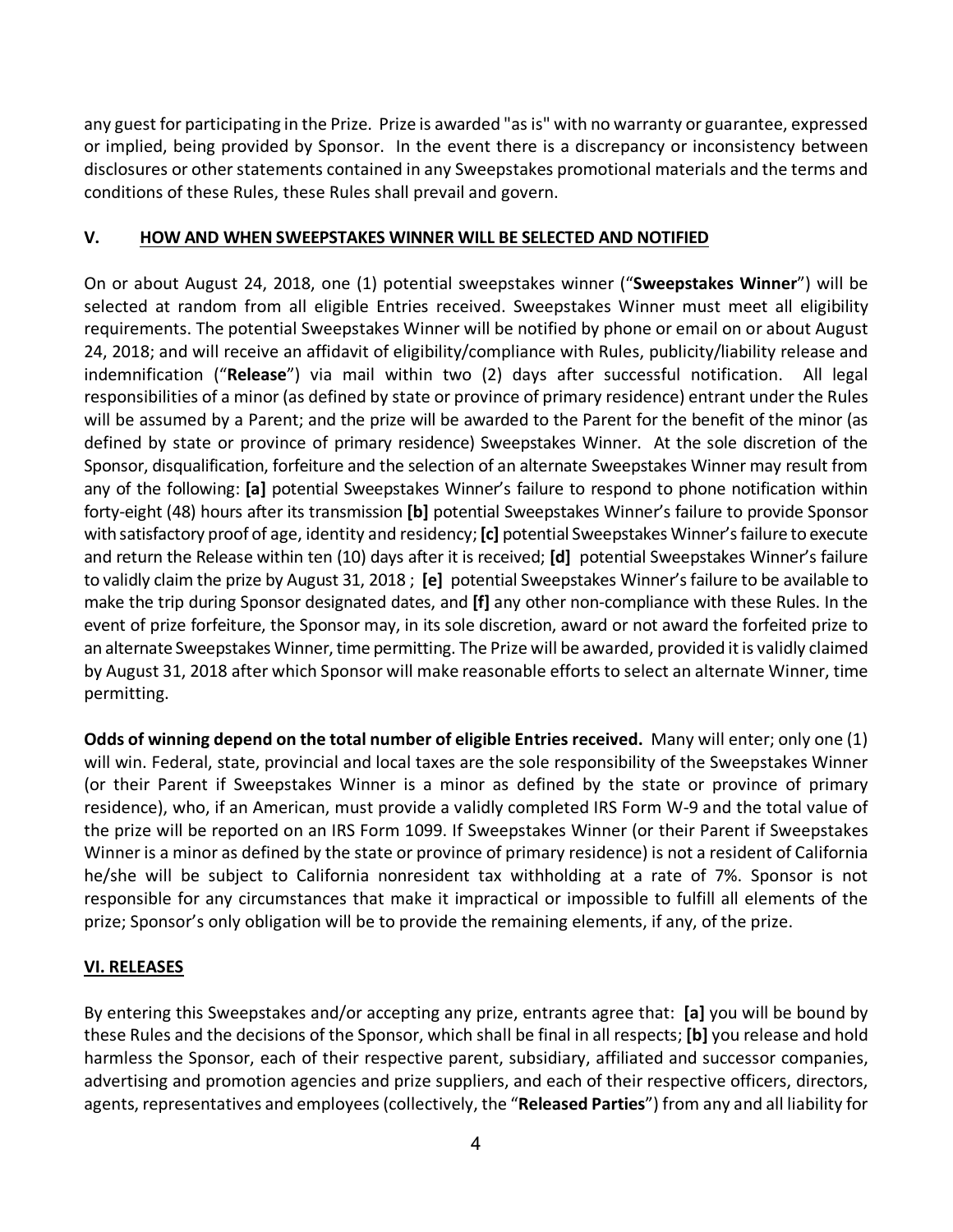any guest for participating in the Prize. Prize is awarded "as is" with no warranty or guarantee, expressed or implied, being provided by Sponsor. In the event there is a discrepancy or inconsistency between disclosures or other statements contained in any Sweepstakes promotional materials and the terms and conditions of these Rules, these Rules shall prevail and govern.

## V. HOW AND WHEN SWEEPSTAKES WINNER WILL BE SELECTED AND NOTIFIED

On or about August 24, 2018, one (1) potential sweepstakes winner ("**Sweepstakes Winner**") will be selected at random from all eligible Entries received. Sweepstakes Winner must meet all eligibility requirements. The potential Sweepstakes Winner will be notified by phone or email on or about August 24, 2018; and will receive an affidavit of eligibility/compliance with Rules, publicity/liability release and indemnification ("**Release**") via mail within two (2) days after successful notification. All legal responsibilities of a minor (as defined by state or province of primary residence) entrant under the Rules will be assumed by a Parent; and the prize will be awarded to the Parent for the benefit of the minor (as defined by state or province of primary residence) Sweepstakes Winner. At the sole discretion of the Sponsor, disqualification, forfeiture and the selection of an alternate Sweepstakes Winner may result from any of the following: **[a]** potential Sweepstakes Winner's failure to respond to phone notification within forty-eight (48) hours after its transmission **[b]** potential Sweepstakes Winner's failure to provide Sponsor with satisfactory proof of age, identity and residency; **[c]** potential Sweepstakes Winner's failure to execute and return the Release within ten (10) days after it is received; **[d]** potential Sweepstakes Winner's failure to validly claim the prize by August 31, 2018 ; **[e]** potential Sweepstakes Winner's failure to be available to make the trip during Sponsor designated dates, and **[f]** any other non-compliance with these Rules. In the event of prize forfeiture, the Sponsor may, in its sole discretion, award or not award the forfeited prize to an alternate Sweepstakes Winner, time permitting. The Prize will be awarded, provided it is validly claimed by August 31, 2018 after which Sponsor will make reasonable efforts to select an alternate Winner, time permitting.

**Odds of winning depend on the total number of eligible Entries received.** Many will enter; only one (1) will win. Federal, state, provincial and local taxes are the sole responsibility of the Sweepstakes Winner (or their Parent if Sweepstakes Winner is a minor as defined by the state or province of primary residence), who, if an American, must provide a validly completed IRS Form W-9 and the total value of the prize will be reported on an IRS Form 1099. If Sweepstakes Winner (or their Parent if Sweepstakes Winner is a minor as defined by the state or province of primary residence) is not a resident of California he/she will be subject to California nonresident tax withholding at a rate of 7%. Sponsor is not responsible for any circumstances that make it impractical or impossible to fulfill all elements of the prize; Sponsor's only obligation will be to provide the remaining elements, if any, of the prize.

## VI. RELEASES

By entering this Sweepstakes and/or accepting any prize, entrants agree that: **[a]** you will be bound by these Rules and the decisions of the Sponsor, which shall be final in all respects; **[b]** you release and hold harmless the Sponsor, each of their respective parent, subsidiary, affiliated and successor companies, advertising and promotion agencies and prize suppliers, and each of their respective officers, directors, agents, representatives and employees (collectively, the "**Released Parties**") from any and all liability for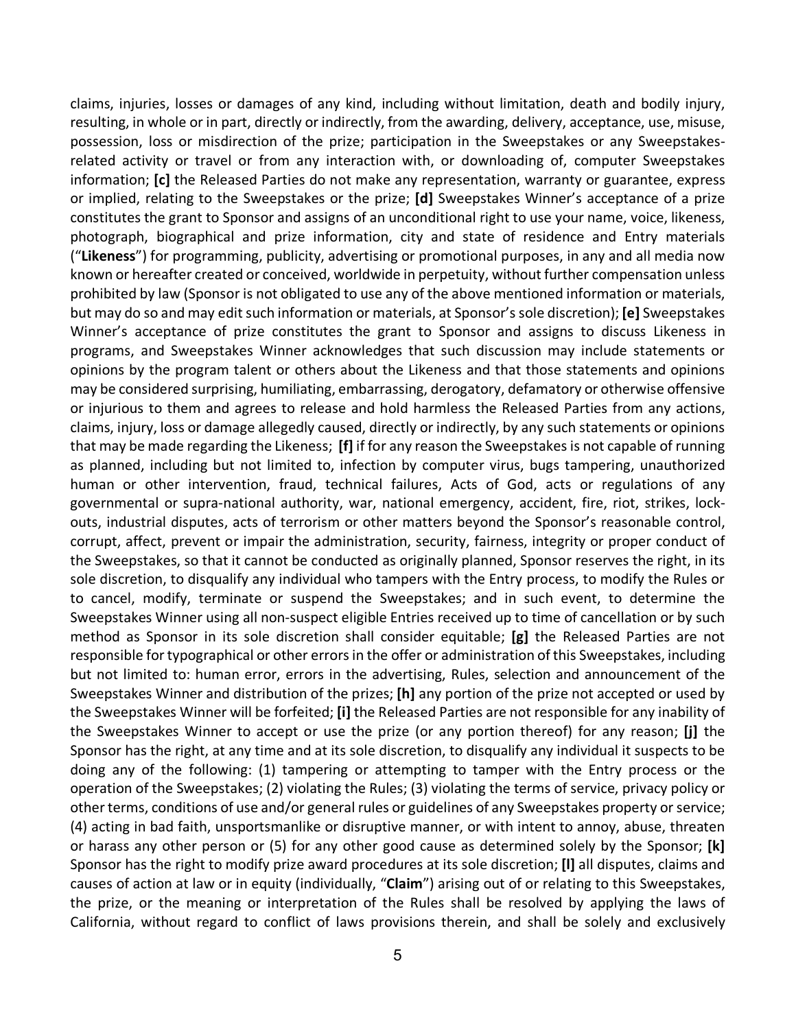claims, injuries, losses or damages of any kind, including without limitation, death and bodily injury, resulting, in whole or in part, directly or indirectly, from the awarding, delivery, acceptance, use, misuse, possession, loss or misdirection of the prize; participation in the Sweepstakes or any Sweepstakes-related activity or travel or from any interaction with, or downloading of, computer Sweepstakes information; **[c]** the Released Parties do not make any representation, warranty or guarantee, express or implied, relating to the Sweepstakes or the prize; **[d]** Sweepstakes Winner's acceptance of a prize constitutes the grant to Sponsor and assigns of an unconditional right to use your name, voice, likeness, photograph, biographical and prize information, city and state of residence and Entry materials ("**Likeness**") for programming, publicity, advertising or promotional purposes, in any and all media now known or hereafter created or conceived, worldwide in perpetuity, without further compensation unless prohibited by law (Sponsor is not obligated to use any of the above mentioned information or materials, but may do so and may edit such information or materials, at Sponsor's sole discretion); **[e]** Sweepstakes Winner's acceptance of prize constitutes the grant to Sponsor and assigns to discuss Likeness in programs, and Sweepstakes Winner acknowledges that such discussion may include statements or opinions by the program talent or others about the Likeness and that those statements and opinions may be considered surprising, humiliating, embarrassing, derogatory, defamatory or otherwise offensive or injurious to them and agrees to release and hold harmless the Released Parties from any actions, claims, injury, loss or damage allegedly caused, directly or indirectly, by any such statements or opinions that may be made regarding the Likeness; **[f]** if for any reason the Sweepstakes is not capable of running as planned, including but not limited to, infection by computer virus, bugs tampering, unauthorized human or other intervention, fraud, technical failures, Acts of God, acts or regulations of any governmental or supra-national authority, war, national emergency, accident, fire, riot, strikes, lock-outs, industrial disputes, acts of terrorism or other matters beyond the Sponsor's reasonable control, corrupt, affect, prevent or impair the administration, security, fairness, integrity or proper conduct of the Sweepstakes, so that it cannot be conducted as originally planned, Sponsor reserves the right, in its sole discretion, to disqualify any individual who tampers with the Entry process, to modify the Rules or to cancel, modify, terminate or suspend the Sweepstakes; and in such event, to determine the Sweepstakes Winner using all non-suspect eligible Entries received up to time of cancellation or by such method as Sponsor in its sole discretion shall consider equitable; **[g]** the Released Parties are not responsible for typographical or other errors in the offer or administration of this Sweepstakes, including but not limited to: human error, errors in the advertising, Rules, selection and announcement of the Sweepstakes Winner and distribution of the prizes; **[h]** any portion of the prize not accepted or used by the Sweepstakes Winner will be forfeited; **[i]** the Released Parties are not responsible for any inability of the Sweepstakes Winner to accept or use the prize (or any portion thereof) for any reason; **[j]** the Sponsor has the right, at any time and at its sole discretion, to disqualify any individual it suspects to be doing any of the following: (1) tampering or attempting to tamper with the Entry process or the operation of the Sweepstakes; (2) violating the Rules; (3) violating the terms of service, privacy policy or other terms, conditions of use and/or general rules or guidelines of any Sweepstakes property or service; (4) acting in bad faith, unsportsmanlike or disruptive manner, or with intent to annoy, abuse, threaten or harass any other person or (5) for any other good cause as determined solely by the Sponsor; **[k]** Sponsor has the right to modify prize award procedures at its sole discretion; **[l]** all disputes, claims and causes of action at law or in equity (individually, "**Claim**") arising out of or relating to this Sweepstakes, the prize, or the meaning or interpretation of the Rules shall be resolved by applying the laws of California, without regard to conflict of laws provisions therein, and shall be solely and exclusively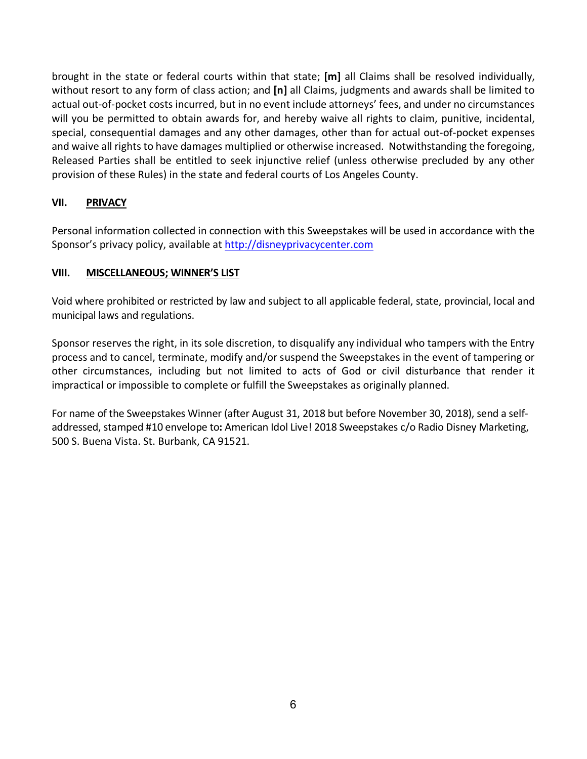brought in the state or federal courts within that state; **[m]** all Claims shall be resolved individually, without resort to any form of class action; and **[n]** all Claims, judgments and awards shall be limited to actual out-of-pocket costs incurred, but in no event include attorneys' fees, and under no circumstances will you be permitted to obtain awards for, and hereby waive all rights to claim, punitive, incidental, special, consequential damages and any other damages, other than for actual out-of-pocket expenses and waive all rights to have damages multiplied or otherwise increased. Notwithstanding the foregoing, Released Parties shall be entitled to seek injunctive relief (unless otherwise precluded by any other provision of these Rules) in the state and federal courts of Los Angeles County.

## VII. PRIVACY

Personal information collected in connection with this Sweepstakes will be used in accordance with the Sponsor's privacy policy, available at http://disneyprivacycenter.com

## VIII. MISCELLANEOUS; WINNER'S LIST

Void where prohibited or restricted by law and subject to all applicable federal, state, provincial, local and municipal laws and regulations.

Sponsor reserves the right, in its sole discretion, to disqualify any individual who tampers with the Entry process and to cancel, terminate, modify and/or suspend the Sweepstakes in the event of tampering or other circumstances, including but not limited to acts of God or civil disturbance that render it impractical or impossible to complete or fulfill the Sweepstakes as originally planned.

For name of the Sweepstakes Winner (after August 31, 2018 but before November 30, 2018), send a self-addressed, stamped #10 envelope to**:** American Idol Live! 2018 Sweepstakes c/o Radio Disney Marketing, 500 S. Buena Vista. St. Burbank, CA 91521.